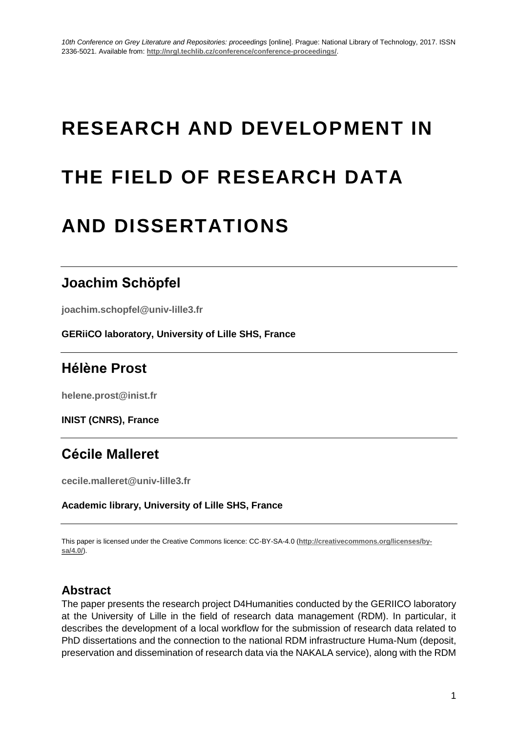*10th Conference on Grey Literature and Repositories: proceedings* [online]. Prague: National Library of Technology, 2017. ISSN 2336-5021. Available from: **http://nrgl.techlib.cz/conference/conference-proceedings/**.

# RESEARCH AND DEVELOPMENT IN THE FIELD OF RESEARCH DATA AND DISSERTATIONS

## Joachim Schöpfel

**joachim.schopfel@univ-lille3.fr**

**GERiiCO laboratory, University of Lille SHS, France**

## Hélène Prost

**helene.prost@inist.fr**

**INIST (CNRS), France**

## Cécile Malleret

**cecile.malleret@univ-lille3.fr**

**Academic library, University of Lille SHS, France**

This paper is licensed under the Creative Commons licence: CC-BY-SA-4.0 (**http://creativecommons.org/licenses/by-sa/4.0/**).

### Abstract

The paper presents the research project D4Humanities conducted by the GERIICO laboratory at the University of Lille in the field of research data management (RDM). In particular, it describes the development of a local workflow for the submission of research data related to PhD dissertations and the connection to the national RDM infrastructure Huma-Num (deposit, preservation and dissemination of research data via the NAKALA service), along with the RDM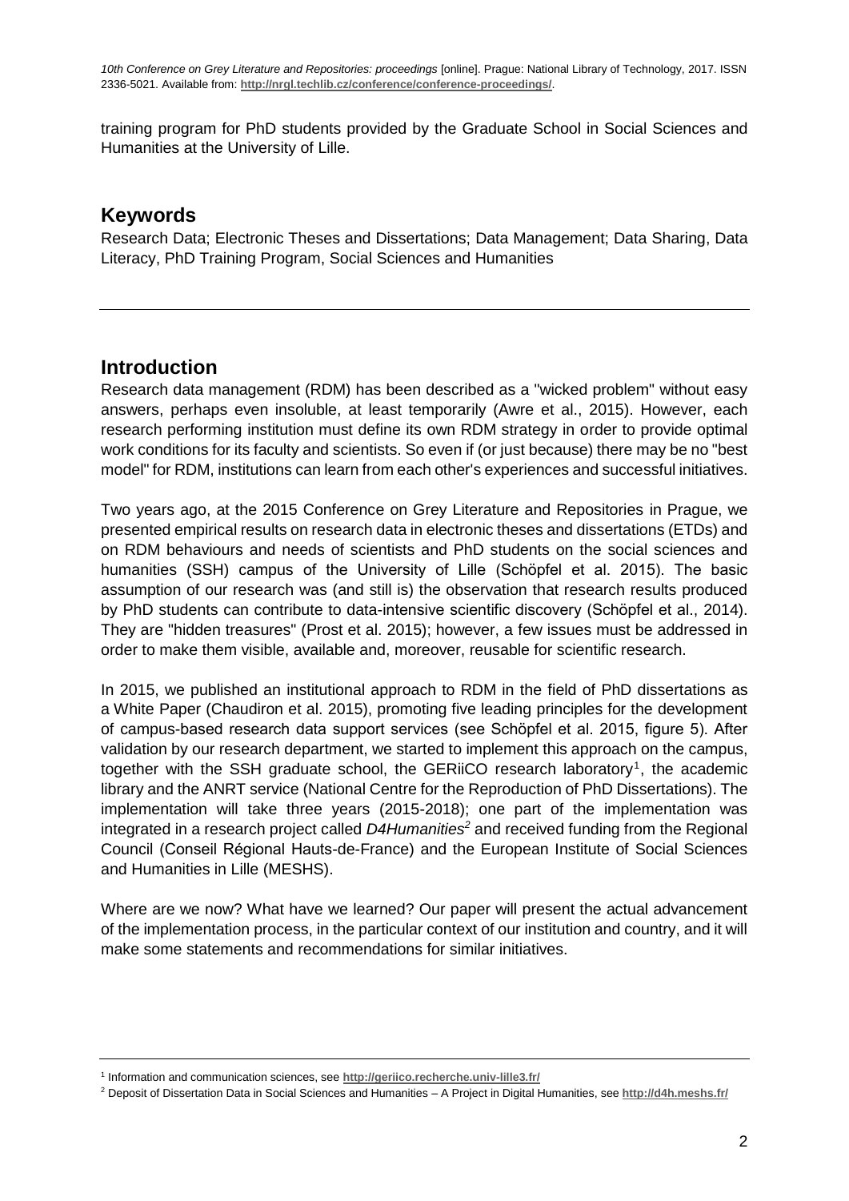training program for PhD students provided by the Graduate School in Social Sciences and Humanities at the University of Lille.

## Keywords

Research Data; Electronic Theses and Dissertations; Data Management; Data Sharing, Data Literacy, PhD Training Program, Social Sciences and Humanities

---

## Introduction

Research data management (RDM) has been described as a "wicked problem" without easy answers, perhaps even insoluble, at least temporarily (Awre et al., 2015). However, each research performing institution must define its own RDM strategy in order to provide optimal work conditions for its faculty and scientists. So even if (or just because) there may be no "best model" for RDM, institutions can learn from each other's experiences and successful initiatives.

Two years ago, at the 2015 Conference on Grey Literature and Repositories in Prague, we presented empirical results on research data in electronic theses and dissertations (ETDs) and on RDM behaviours and needs of scientists and PhD students on the social sciences and humanities (SSH) campus of the University of Lille (Schöpfel et al. 2015). The basic assumption of our research was (and still is) the observation that research results produced by PhD students can contribute to data-intensive scientific discovery (Schöpfel et al., 2014). They are "hidden treasures" (Prost et al. 2015); however, a few issues must be addressed in order to make them visible, available and, moreover, reusable for scientific research.

In 2015, we published an institutional approach to RDM in the field of PhD dissertations as a White Paper (Chaudiron et al. 2015), promoting five leading principles for the development of campus-based research data support services (see Schöpfel et al. 2015, figure 5). After validation by our research department, we started to implement this approach on the campus, together with the SSH graduate school, the GERiiCO research laboratory[1], the academic library and the ANRT service (National Centre for the Reproduction of PhD Dissertations). The implementation will take three years (2015-2018); one part of the implementation was integrated in a research project called *D4Humanities*[2] and received funding from the Regional Council (Conseil Régional Hauts-de-France) and the European Institute of Social Sciences and Humanities in Lille (MESHS).

Where are we now? What have we learned? Our paper will present the actual advancement of the implementation process, in the particular context of our institution and country, and it will make some statements and recommendations for similar initiatives.

---

[1] Information and communication sciences, see **http://geriico.recherche.univ-lille3.fr/**

[2] Deposit of Dissertation Data in Social Sciences and Humanities – A Project in Digital Humanities, see **http://d4h.meshs.fr/**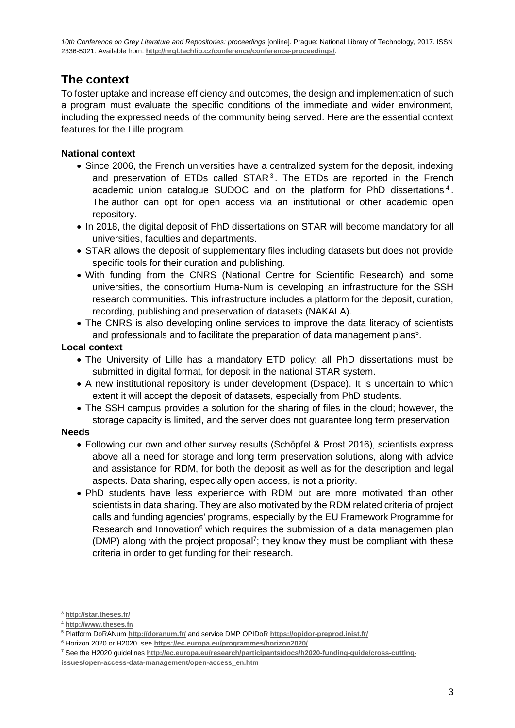## The context

To foster uptake and increase efficiency and outcomes, the design and implementation of such a program must evaluate the specific conditions of the immediate and wider environment, including the expressed needs of the community being served. Here are the essential context features for the Lille program.

**National context**

- Since 2006, the French universities have a centralized system for the deposit, indexing and preservation of ETDs called STAR[3]. The ETDs are reported in the French academic union catalogue SUDOC and on the platform for PhD dissertations[4]. The author can opt for open access via an institutional or other academic open repository.
- In 2018, the digital deposit of PhD dissertations on STAR will become mandatory for all universities, faculties and departments.
- STAR allows the deposit of supplementary files including datasets but does not provide specific tools for their curation and publishing.
- With funding from the CNRS (National Centre for Scientific Research) and some universities, the consortium Huma-Num is developing an infrastructure for the SSH research communities. This infrastructure includes a platform for the deposit, curation, recording, publishing and preservation of datasets (NAKALA).
- The CNRS is also developing online services to improve the data literacy of scientists and professionals and to facilitate the preparation of data management plans[5].

**Local context**

- The University of Lille has a mandatory ETD policy; all PhD dissertations must be submitted in digital format, for deposit in the national STAR system.
- A new institutional repository is under development (Dspace). It is uncertain to which extent it will accept the deposit of datasets, especially from PhD students.
- The SSH campus provides a solution for the sharing of files in the cloud; however, the storage capacity is limited, and the server does not guarantee long term preservation

**Needs**

- Following our own and other survey results (Schöpfel & Prost 2016), scientists express above all a need for storage and long term preservation solutions, along with advice and assistance for RDM, for both the deposit as well as for the description and legal aspects. Data sharing, especially open access, is not a priority.
- PhD students have less experience with RDM but are more motivated than other scientists in data sharing. They are also motivated by the RDM related criteria of project calls and funding agencies' programs, especially by the EU Framework Programme for Research and Innovation[6] which requires the submission of a data managemen plan (DMP) along with the project proposal[7]; they know they must be compliant with these criteria in order to get funding for their research.

[3] **http://star.theses.fr/**

[4] **http://www.theses.fr/**

[5] Platform DoRANum **http://doranum.fr/** and service DMP OPIDoR **https://opidor-preprod.inist.fr/**

[6] Horizon 2020 or H2020, see **https://ec.europa.eu/programmes/horizon2020/**

[7] See the H2020 guidelines **http://ec.europa.eu/research/participants/docs/h2020-funding-guide/cross-cutting-issues/open-access-data-management/open-access_en.htm**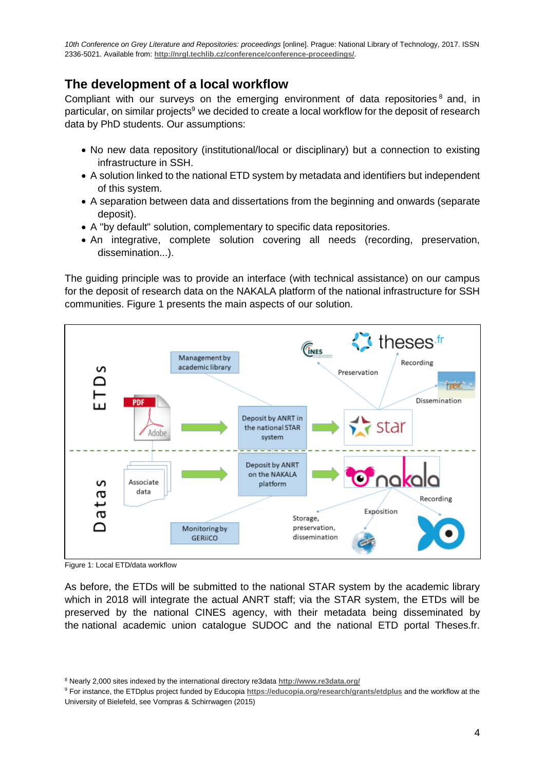## The development of a local workflow

Compliant with our surveys on the emerging environment of data repositories[8] and, in particular, on similar projects[9] we decided to create a local workflow for the deposit of research data by PhD students. Our assumptions:

- No new data repository (institutional/local or disciplinary) but a connection to existing infrastructure in SSH.
- A solution linked to the national ETD system by metadata and identifiers but independent of this system.
- A separation between data and dissertations from the beginning and onwards (separate deposit).
- A "by default" solution, complementary to specific data repositories.
- An integrative, complete solution covering all needs (recording, preservation, dissemination...).

The guiding principle was to provide an interface (with technical assistance) on our campus for the deposit of research data on the NAKALA platform of the national infrastructure for SSH communities. Figure 1 presents the main aspects of our solution.

Figure 1: Local ETD/data workflow

As before, the ETDs will be submitted to the national STAR system by the academic library which in 2018 will integrate the actual ANRT staff; via the STAR system, the ETDs will be preserved by the national CINES agency, with their metadata being disseminated by the national academic union catalogue SUDOC and the national ETD portal Theses.fr.

[8] Nearly 2,000 sites indexed by the international directory re3data http://www.re3data.org/

[9] For instance, the ETDplus project funded by Educopia https://educopia.org/research/grants/etdplus and the workflow at the University of Bielefeld, see Vompras & Schirrwagen (2015)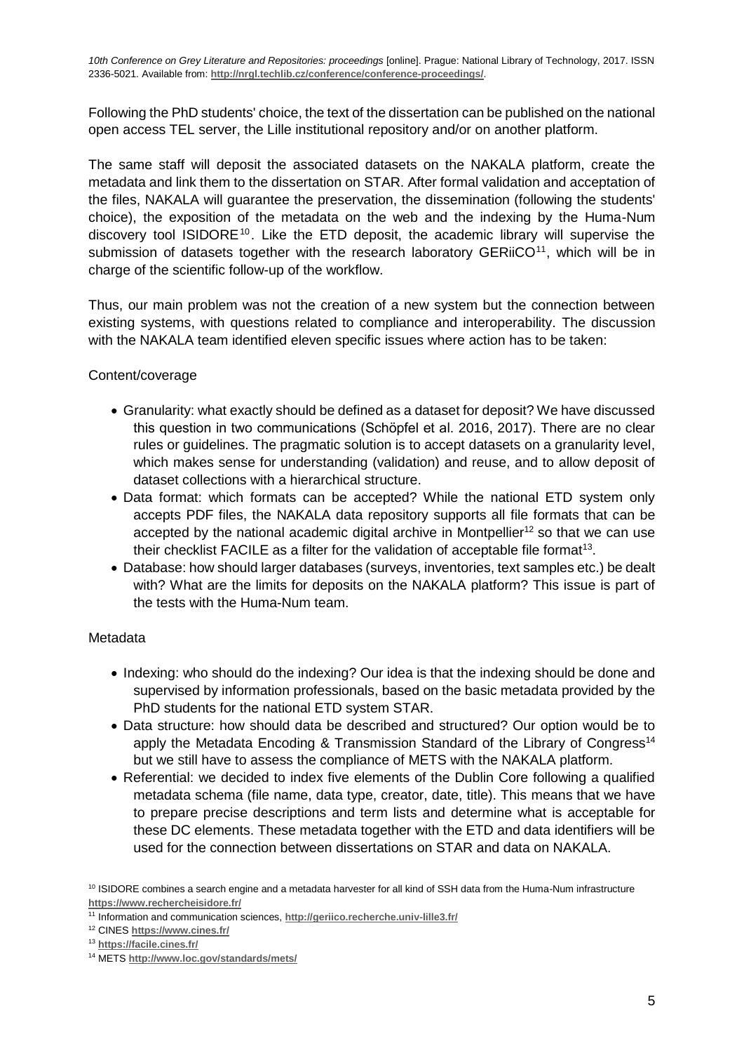Following the PhD students' choice, the text of the dissertation can be published on the national open access TEL server, the Lille institutional repository and/or on another platform.

The same staff will deposit the associated datasets on the NAKALA platform, create the metadata and link them to the dissertation on STAR. After formal validation and acceptation of the files, NAKALA will guarantee the preservation, the dissemination (following the students' choice), the exposition of the metadata on the web and the indexing by the Huma-Num discovery tool ISIDORE[10]. Like the ETD deposit, the academic library will supervise the submission of datasets together with the research laboratory GERiiCO[11], which will be in charge of the scientific follow-up of the workflow.

Thus, our main problem was not the creation of a new system but the connection between existing systems, with questions related to compliance and interoperability. The discussion with the NAKALA team identified eleven specific issues where action has to be taken:

Content/coverage

- Granularity: what exactly should be defined as a dataset for deposit? We have discussed this question in two communications (Schöpfel et al. 2016, 2017). There are no clear rules or guidelines. The pragmatic solution is to accept datasets on a granularity level, which makes sense for understanding (validation) and reuse, and to allow deposit of dataset collections with a hierarchical structure.
- Data format: which formats can be accepted? While the national ETD system only accepts PDF files, the NAKALA data repository supports all file formats that can be accepted by the national academic digital archive in Montpellier[12] so that we can use their checklist FACILE as a filter for the validation of acceptable file format[13].
- Database: how should larger databases (surveys, inventories, text samples etc.) be dealt with? What are the limits for deposits on the NAKALA platform? This issue is part of the tests with the Huma-Num team.

Metadata

- Indexing: who should do the indexing? Our idea is that the indexing should be done and supervised by information professionals, based on the basic metadata provided by the PhD students for the national ETD system STAR.
- Data structure: how should data be described and structured? Our option would be to apply the Metadata Encoding & Transmission Standard of the Library of Congress[14] but we still have to assess the compliance of METS with the NAKALA platform.
- Referential: we decided to index five elements of the Dublin Core following a qualified metadata schema (file name, data type, creator, date, title). This means that we have to prepare precise descriptions and term lists and determine what is acceptable for these DC elements. These metadata together with the ETD and data identifiers will be used for the connection between dissertations on STAR and data on NAKALA.

[10] ISIDORE combines a search engine and a metadata harvester for all kind of SSH data from the Huma-Num infrastructure https://www.rechercheisidore.fr/

[11] Information and communication sciences, http://geriico.recherche.univ-lille3.fr/

[12] CINES https://www.cines.fr/

[13] https://facile.cines.fr/

[14] METS http://www.loc.gov/standards/mets/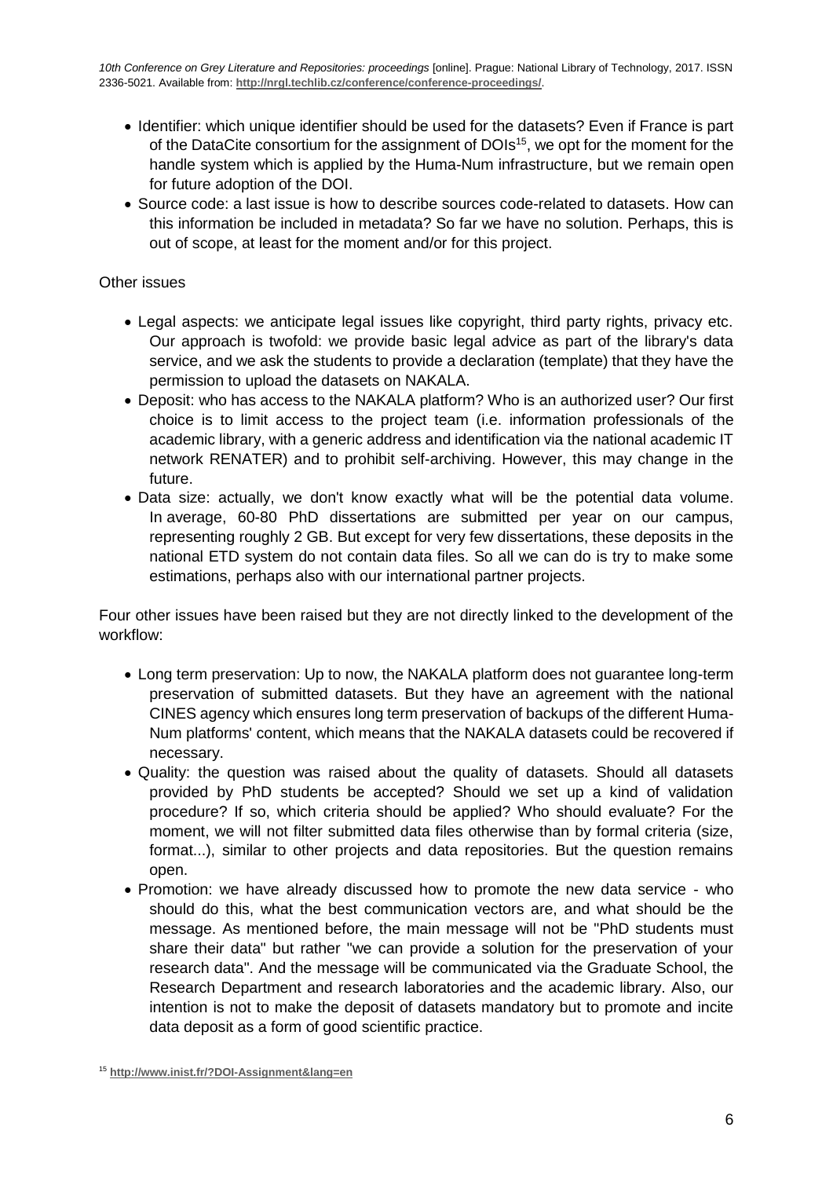- Identifier: which unique identifier should be used for the datasets? Even if France is part of the DataCite consortium for the assignment of DOIs[15], we opt for the moment for the handle system which is applied by the Huma-Num infrastructure, but we remain open for future adoption of the DOI.
- Source code: a last issue is how to describe sources code-related to datasets. How can this information be included in metadata? So far we have no solution. Perhaps, this is out of scope, at least for the moment and/or for this project.

Other issues

- Legal aspects: we anticipate legal issues like copyright, third party rights, privacy etc. Our approach is twofold: we provide basic legal advice as part of the library's data service, and we ask the students to provide a declaration (template) that they have the permission to upload the datasets on NAKALA.
- Deposit: who has access to the NAKALA platform? Who is an authorized user? Our first choice is to limit access to the project team (i.e. information professionals of the academic library, with a generic address and identification via the national academic IT network RENATER) and to prohibit self-archiving. However, this may change in the future.
- Data size: actually, we don't know exactly what will be the potential data volume. In average, 60-80 PhD dissertations are submitted per year on our campus, representing roughly 2 GB. But except for very few dissertations, these deposits in the national ETD system do not contain data files. So all we can do is try to make some estimations, perhaps also with our international partner projects.

Four other issues have been raised but they are not directly linked to the development of the workflow:

- Long term preservation: Up to now, the NAKALA platform does not guarantee long-term preservation of submitted datasets. But they have an agreement with the national CINES agency which ensures long term preservation of backups of the different Huma-Num platforms' content, which means that the NAKALA datasets could be recovered if necessary.
- Quality: the question was raised about the quality of datasets. Should all datasets provided by PhD students be accepted? Should we set up a kind of validation procedure? If so, which criteria should be applied? Who should evaluate? For the moment, we will not filter submitted data files otherwise than by formal criteria (size, format...), similar to other projects and data repositories. But the question remains open.
- Promotion: we have already discussed how to promote the new data service - who should do this, what the best communication vectors are, and what should be the message. As mentioned before, the main message will not be "PhD students must share their data" but rather "we can provide a solution for the preservation of your research data". And the message will be communicated via the Graduate School, the Research Department and research laboratories and the academic library. Also, our intention is not to make the deposit of datasets mandatory but to promote and incite data deposit as a form of good scientific practice.

[15] http://www.inist.fr/?DOI-Assignment&lang=en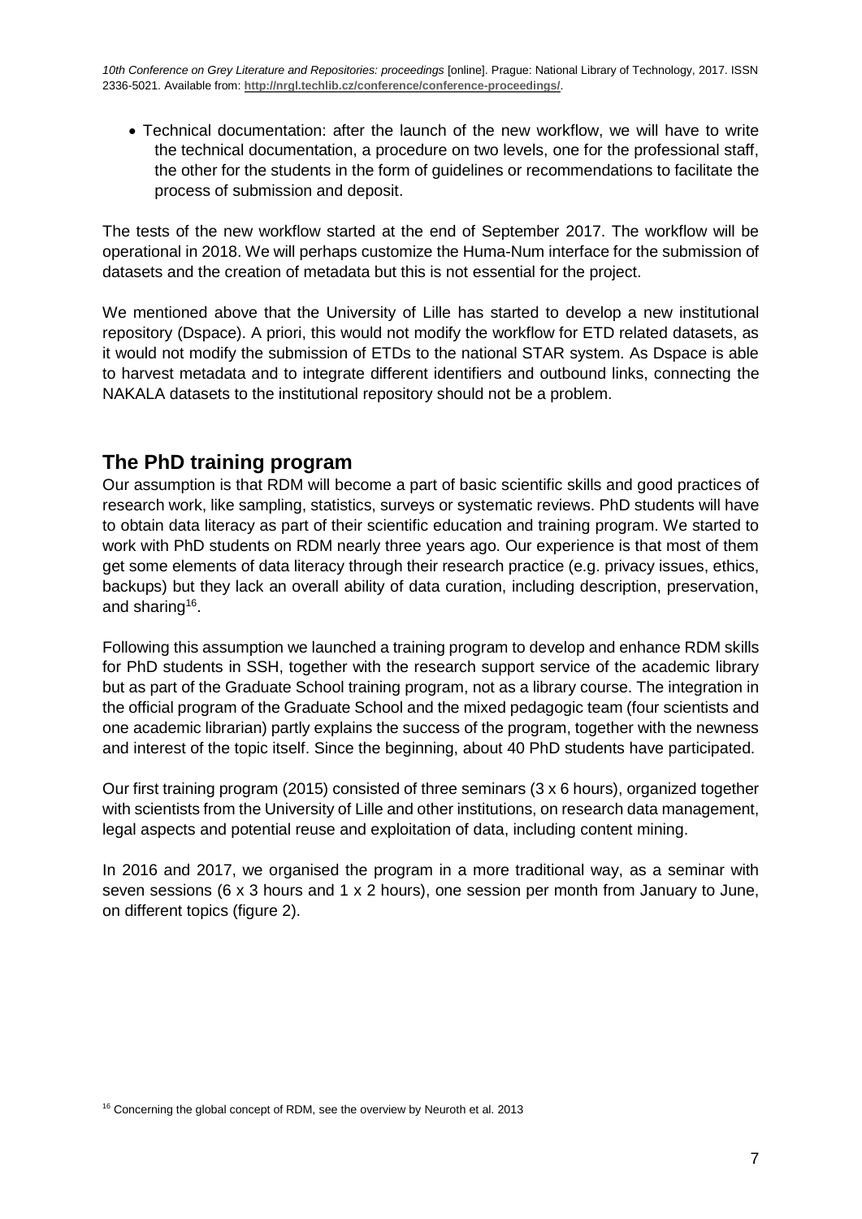- Technical documentation: after the launch of the new workflow, we will have to write the technical documentation, a procedure on two levels, one for the professional staff, the other for the students in the form of guidelines or recommendations to facilitate the process of submission and deposit.

The tests of the new workflow started at the end of September 2017. The workflow will be operational in 2018. We will perhaps customize the Huma-Num interface for the submission of datasets and the creation of metadata but this is not essential for the project.

We mentioned above that the University of Lille has started to develop a new institutional repository (Dspace). A priori, this would not modify the workflow for ETD related datasets, as it would not modify the submission of ETDs to the national STAR system. As Dspace is able to harvest metadata and to integrate different identifiers and outbound links, connecting the NAKALA datasets to the institutional repository should not be a problem.

## The PhD training program

Our assumption is that RDM will become a part of basic scientific skills and good practices of research work, like sampling, statistics, surveys or systematic reviews. PhD students will have to obtain data literacy as part of their scientific education and training program. We started to work with PhD students on RDM nearly three years ago. Our experience is that most of them get some elements of data literacy through their research practice (e.g. privacy issues, ethics, backups) but they lack an overall ability of data curation, including description, preservation, and sharing[16].

Following this assumption we launched a training program to develop and enhance RDM skills for PhD students in SSH, together with the research support service of the academic library but as part of the Graduate School training program, not as a library course. The integration in the official program of the Graduate School and the mixed pedagogic team (four scientists and one academic librarian) partly explains the success of the program, together with the newness and interest of the topic itself. Since the beginning, about 40 PhD students have participated.

Our first training program (2015) consisted of three seminars (3 x 6 hours), organized together with scientists from the University of Lille and other institutions, on research data management, legal aspects and potential reuse and exploitation of data, including content mining.

In 2016 and 2017, we organised the program in a more traditional way, as a seminar with seven sessions (6 x 3 hours and 1 x 2 hours), one session per month from January to June, on different topics (figure 2).

[16] Concerning the global concept of RDM, see the overview by Neuroth et al. 2013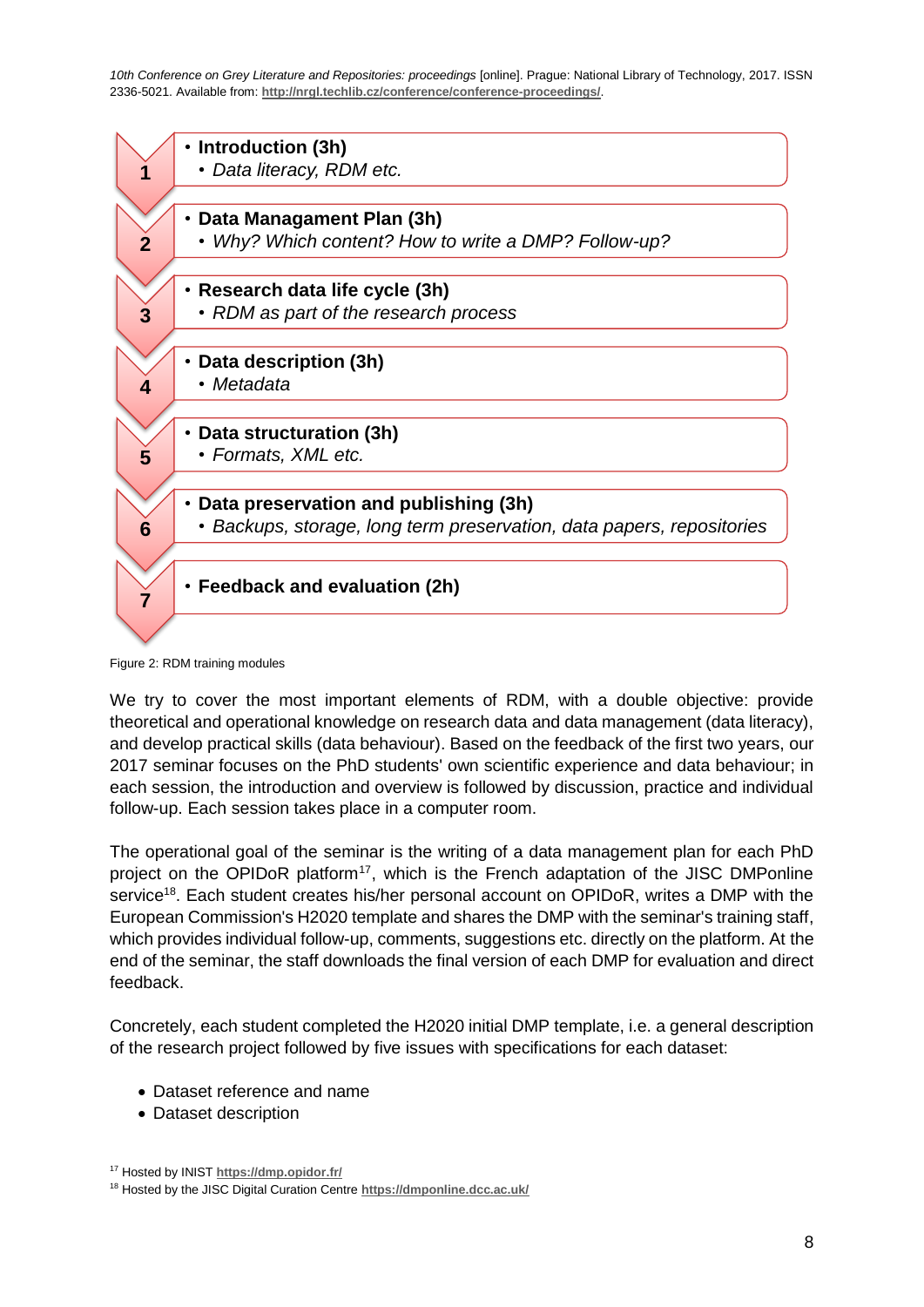1. **Introduction (3h)**
   - *Data literacy, RDM etc.*
2. **Data Managament Plan (3h)**
   - *Why? Which content? How to write a DMP? Follow-up?*
3. **Research data life cycle (3h)**
   - *RDM as part of the research process*
4. **Data description (3h)**
   - *Metadata*
5. **Data structuration (3h)**
   - *Formats, XML etc.*
6. **Data preservation and publishing (3h)**
   - *Backups, storage, long term preservation, data papers, repositories*
7. **Feedback and evaluation (2h)**

Figure 2: RDM training modules

We try to cover the most important elements of RDM, with a double objective: provide theoretical and operational knowledge on research data and data management (data literacy), and develop practical skills (data behaviour). Based on the feedback of the first two years, our 2017 seminar focuses on the PhD students' own scientific experience and data behaviour; in each session, the introduction and overview is followed by discussion, practice and individual follow-up. Each session takes place in a computer room.

The operational goal of the seminar is the writing of a data management plan for each PhD project on the OPIDoR platform[17], which is the French adaptation of the JISC DMPonline service[18]. Each student creates his/her personal account on OPIDoR, writes a DMP with the European Commission's H2020 template and shares the DMP with the seminar's training staff, which provides individual follow-up, comments, suggestions etc. directly on the platform. At the end of the seminar, the staff downloads the final version of each DMP for evaluation and direct feedback.

Concretely, each student completed the H2020 initial DMP template, i.e. a general description of the research project followed by five issues with specifications for each dataset:

- Dataset reference and name
- Dataset description

[17] Hosted by INIST https://dmp.opidor.fr/

[18] Hosted by the JISC Digital Curation Centre https://dmponline.dcc.ac.uk/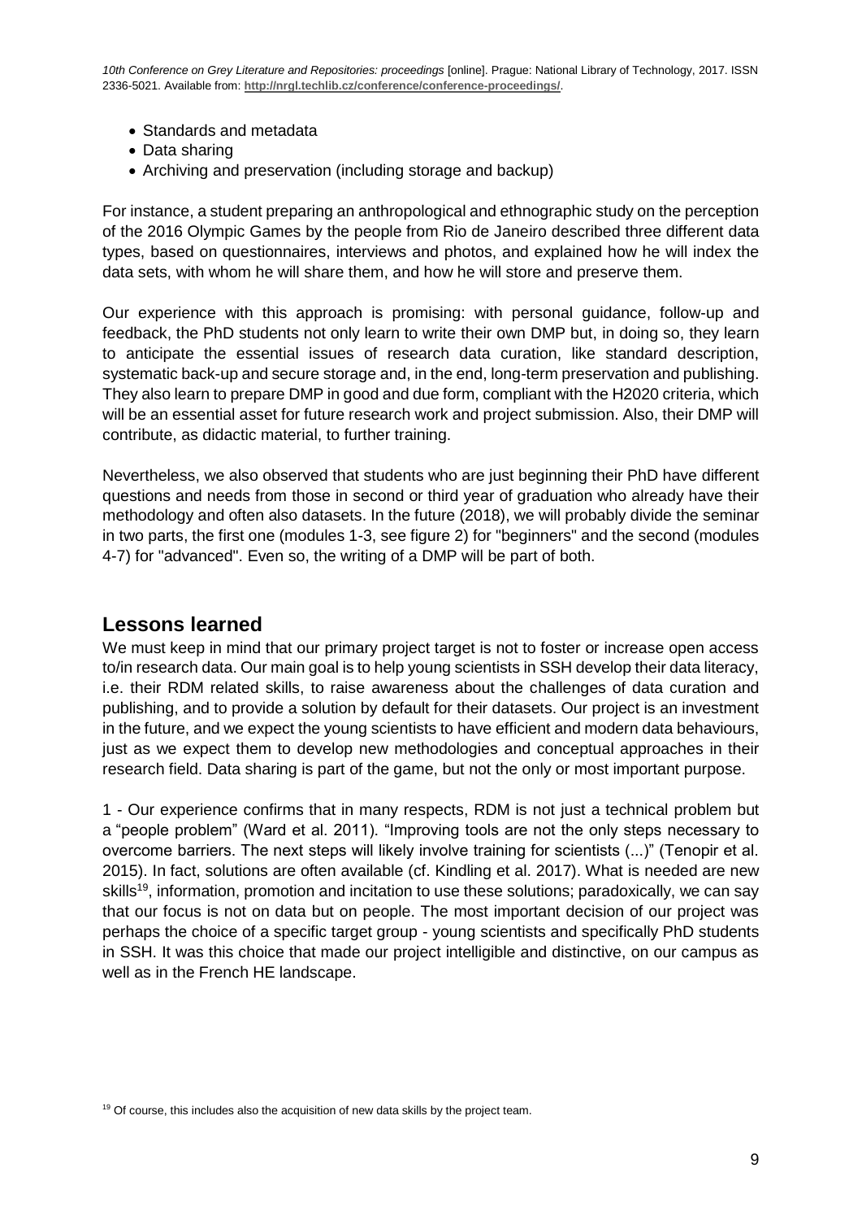- Standards and metadata
- Data sharing
- Archiving and preservation (including storage and backup)

For instance, a student preparing an anthropological and ethnographic study on the perception of the 2016 Olympic Games by the people from Rio de Janeiro described three different data types, based on questionnaires, interviews and photos, and explained how he will index the data sets, with whom he will share them, and how he will store and preserve them.

Our experience with this approach is promising: with personal guidance, follow-up and feedback, the PhD students not only learn to write their own DMP but, in doing so, they learn to anticipate the essential issues of research data curation, like standard description, systematic back-up and secure storage and, in the end, long-term preservation and publishing. They also learn to prepare DMP in good and due form, compliant with the H2020 criteria, which will be an essential asset for future research work and project submission. Also, their DMP will contribute, as didactic material, to further training.

Nevertheless, we also observed that students who are just beginning their PhD have different questions and needs from those in second or third year of graduation who already have their methodology and often also datasets. In the future (2018), we will probably divide the seminar in two parts, the first one (modules 1-3, see figure 2) for "beginners" and the second (modules 4-7) for "advanced". Even so, the writing of a DMP will be part of both.

## Lessons learned

We must keep in mind that our primary project target is not to foster or increase open access to/in research data. Our main goal is to help young scientists in SSH develop their data literacy, i.e. their RDM related skills, to raise awareness about the challenges of data curation and publishing, and to provide a solution by default for their datasets. Our project is an investment in the future, and we expect the young scientists to have efficient and modern data behaviours, just as we expect them to develop new methodologies and conceptual approaches in their research field. Data sharing is part of the game, but not the only or most important purpose.

1 - Our experience confirms that in many respects, RDM is not just a technical problem but a "people problem" (Ward et al. 2011). "Improving tools are not the only steps necessary to overcome barriers. The next steps will likely involve training for scientists (...)" (Tenopir et al. 2015). In fact, solutions are often available (cf. Kindling et al. 2017). What is needed are new skills[19], information, promotion and incitation to use these solutions; paradoxically, we can say that our focus is not on data but on people. The most important decision of our project was perhaps the choice of a specific target group - young scientists and specifically PhD students in SSH. It was this choice that made our project intelligible and distinctive, on our campus as well as in the French HE landscape.

[19] Of course, this includes also the acquisition of new data skills by the project team.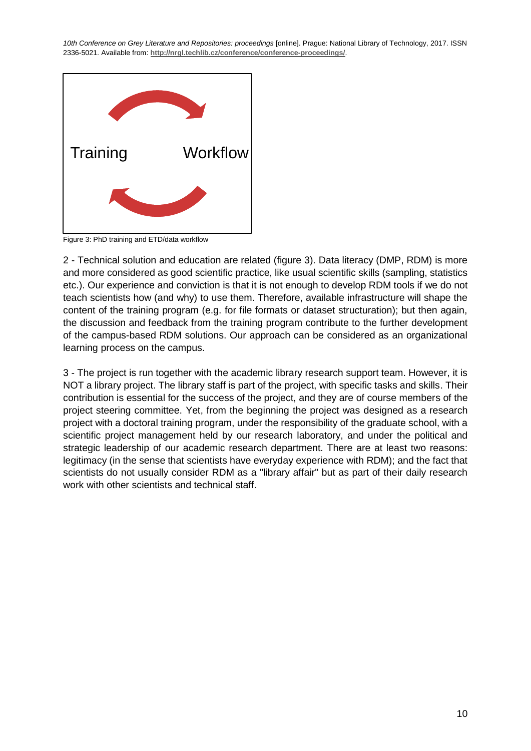Training Workflow

Figure 3: PhD training and ETD/data workflow

2 - Technical solution and education are related (figure 3). Data literacy (DMP, RDM) is more and more considered as good scientific practice, like usual scientific skills (sampling, statistics etc.). Our experience and conviction is that it is not enough to develop RDM tools if we do not teach scientists how (and why) to use them. Therefore, available infrastructure will shape the content of the training program (e.g. for file formats or dataset structuration); but then again, the discussion and feedback from the training program contribute to the further development of the campus-based RDM solutions. Our approach can be considered as an organizational learning process on the campus.

3 - The project is run together with the academic library research support team. However, it is NOT a library project. The library staff is part of the project, with specific tasks and skills. Their contribution is essential for the success of the project, and they are of course members of the project steering committee. Yet, from the beginning the project was designed as a research project with a doctoral training program, under the responsibility of the graduate school, with a scientific project management held by our research laboratory, and under the political and strategic leadership of our academic research department. There are at least two reasons: legitimacy (in the sense that scientists have everyday experience with RDM); and the fact that scientists do not usually consider RDM as a "library affair" but as part of their daily research work with other scientists and technical staff.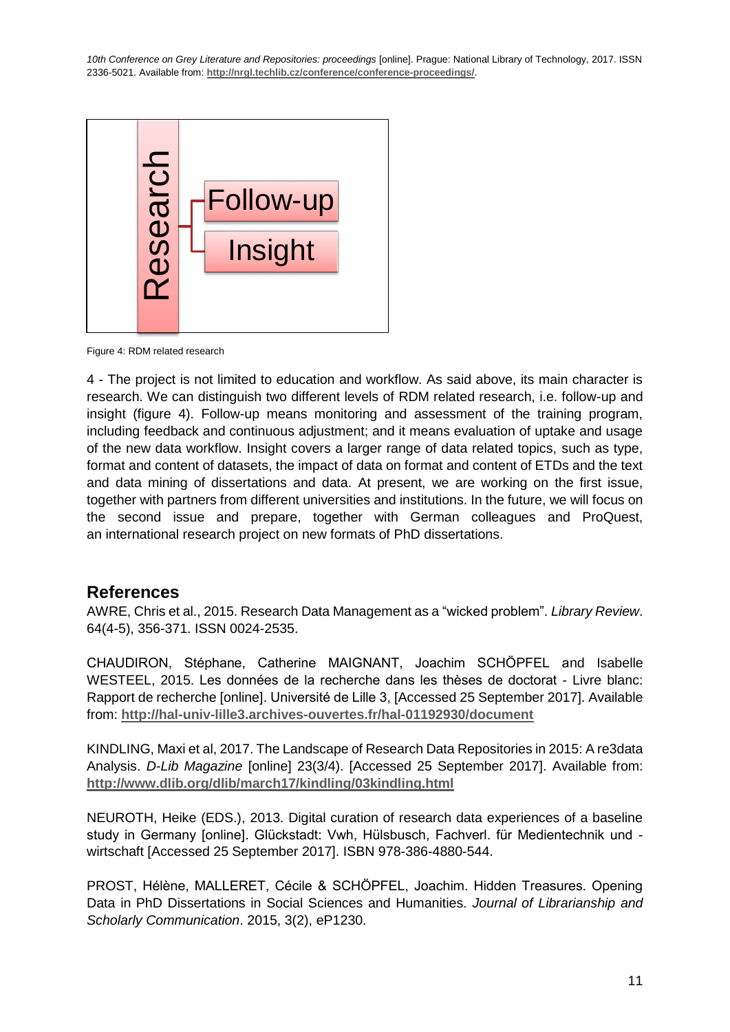Research
- Follow-up
- Insight

Figure 4: RDM related research

4 - The project is not limited to education and workflow. As said above, its main character is research. We can distinguish two different levels of RDM related research, i.e. follow-up and insight (figure 4). Follow-up means monitoring and assessment of the training program, including feedback and continuous adjustment; and it means evaluation of uptake and usage of the new data workflow. Insight covers a larger range of data related topics, such as type, format and content of datasets, the impact of data on format and content of ETDs and the text and data mining of dissertations and data. At present, we are working on the first issue, together with partners from different universities and institutions. In the future, we will focus on the second issue and prepare, together with German colleagues and ProQuest, an international research project on new formats of PhD dissertations.

## References

AWRE, Chris et al., 2015. Research Data Management as a "wicked problem". *Library Review*. 64(4-5), 356-371. ISSN 0024-2535.

CHAUDIRON, Stéphane, Catherine MAIGNANT, Joachim SCHÖPFEL and Isabelle WESTEEL, 2015. Les données de la recherche dans les thèses de doctorat - Livre blanc: Rapport de recherche [online]. Université de Lille 3, [Accessed 25 September 2017]. Available from: **http://hal-univ-lille3.archives-ouvertes.fr/hal-01192930/document**

KINDLING, Maxi et al, 2017. The Landscape of Research Data Repositories in 2015: A re3data Analysis. *D-Lib Magazine* [online] 23(3/4). [Accessed 25 September 2017]. Available from: **http://www.dlib.org/dlib/march17/kindling/03kindling.html**

NEUROTH, Heike (EDS.), 2013. Digital curation of research data experiences of a baseline study in Germany [online]. Glückstadt: Vwh, Hülsbusch, Fachverl. für Medientechnik und -wirtschaft [Accessed 25 September 2017]. ISBN 978-386-4880-544.

PROST, Hélène, MALLERET, Cécile & SCHÖPFEL, Joachim. Hidden Treasures. Opening Data in PhD Dissertations in Social Sciences and Humanities. *Journal of Librarianship and Scholarly Communication*. 2015, 3(2), eP1230.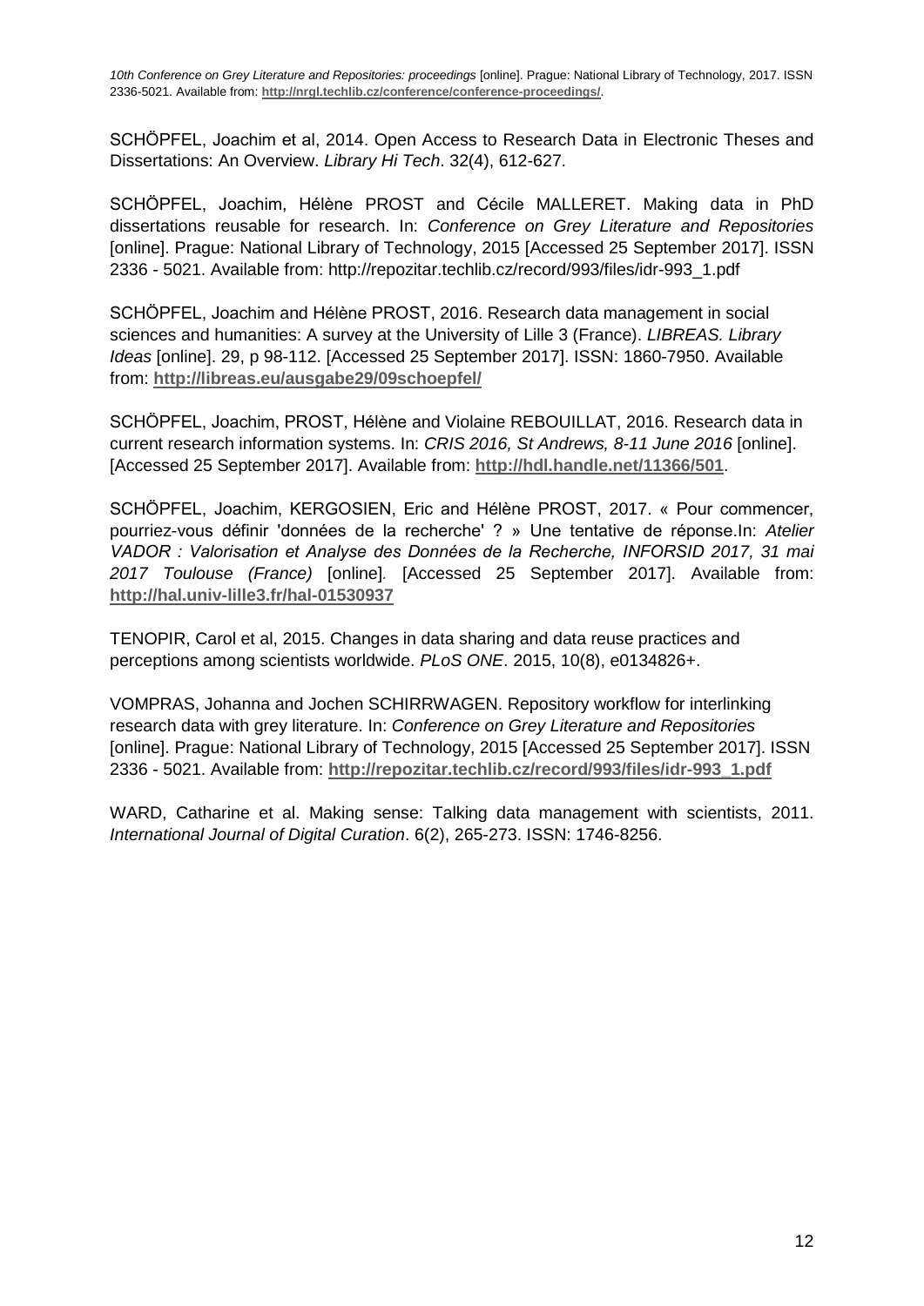SCHÖPFEL, Joachim et al, 2014. Open Access to Research Data in Electronic Theses and Dissertations: An Overview. *Library Hi Tech*. 32(4), 612-627.

SCHÖPFEL, Joachim, Hélène PROST and Cécile MALLERET. Making data in PhD dissertations reusable for research. In: *Conference on Grey Literature and Repositories* [online]. Prague: National Library of Technology, 2015 [Accessed 25 September 2017]. ISSN 2336 - 5021. Available from: http://repozitar.techlib.cz/record/993/files/idr-993_1.pdf

SCHÖPFEL, Joachim and Hélène PROST, 2016. Research data management in social sciences and humanities: A survey at the University of Lille 3 (France). *LIBREAS. Library Ideas* [online]. 29, p 98-112. [Accessed 25 September 2017]. ISSN: 1860-7950. Available from: **http://libreas.eu/ausgabe29/09schoepfel/**

SCHÖPFEL, Joachim, PROST, Hélène and Violaine REBOUILLAT, 2016. Research data in current research information systems. In: *CRIS 2016, St Andrews, 8-11 June 2016* [online]. [Accessed 25 September 2017]. Available from: **http://hdl.handle.net/11366/501**.

SCHÖPFEL, Joachim, KERGOSIEN, Eric and Hélène PROST, 2017. « Pour commencer, pourriez-vous définir 'données de la recherche' ? » Une tentative de réponse.In: *Atelier VADOR : Valorisation et Analyse des Données de la Recherche, INFORSID 2017, 31 mai 2017 Toulouse (France)* [online]. [Accessed 25 September 2017]. Available from: **http://hal.univ-lille3.fr/hal-01530937**

TENOPIR, Carol et al, 2015. Changes in data sharing and data reuse practices and perceptions among scientists worldwide. *PLoS ONE*. 2015, 10(8), e0134826+.

VOMPRAS, Johanna and Jochen SCHIRRWAGEN. Repository workflow for interlinking research data with grey literature. In: *Conference on Grey Literature and Repositories* [online]. Prague: National Library of Technology, 2015 [Accessed 25 September 2017]. ISSN 2336 - 5021. Available from: **http://repozitar.techlib.cz/record/993/files/idr-993_1.pdf**

WARD, Catharine et al. Making sense: Talking data management with scientists, 2011. *International Journal of Digital Curation*. 6(2), 265-273. ISSN: 1746-8256.